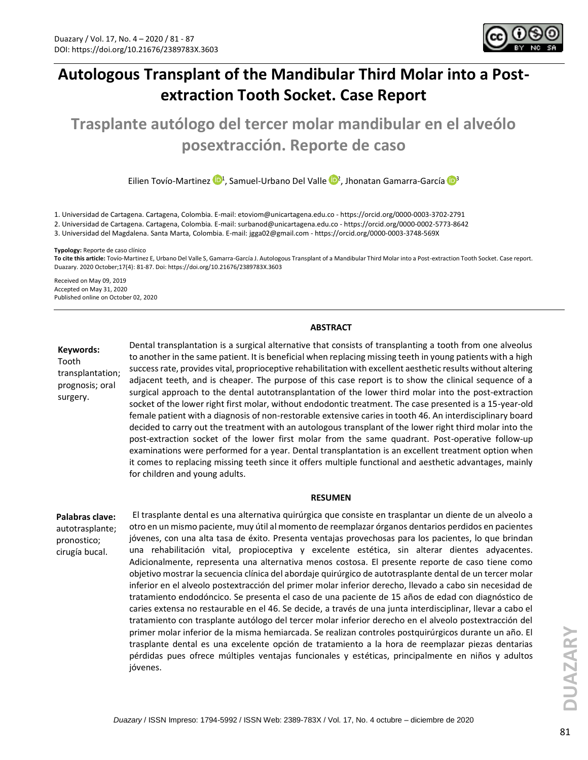# Autologous Transplant of the Mandibular Third Molar into a Post-extraction Tooth Socket. Case Report

## Trasplante autólogo del tercer molar mandibular en el alveólo posextracción. Reporte de caso

Eilien Tovío-Martinez[1], Samuel-Urbano Del Valle[2], Jhonatan Gamarra-García[3]

1. Universidad de Cartagena. Cartagena, Colombia. E-mail: etoviom@unicartagena.edu.co - https://orcid.org/0000-0003-3702-2791
2. Universidad de Cartagena. Cartagena, Colombia. E-mail: surbanod@unicartagena.edu.co - https://orcid.org/0000-0002-5773-8642
3. Universidad del Magdalena. Santa Marta, Colombia. E-mail: jgga02@gmail.com - https://orcid.org/0000-0003-3748-569X

**Typology:** Reporte de caso clínico

**To cite this article:** Tovío-Martinez E, Urbano Del Valle S, Gamarra-García J. Autologous Transplant of a Mandibular Third Molar into a Post-extraction Tooth Socket. Case report. Duazary. 2020 October;17(4): 81-87. Doi: https://doi.org/10.21676/2389783X.3603

Received on May 09, 2019
Accepted on May 31, 2020
Published online on October 02, 2020

### ABSTRACT

**Keywords:** Tooth transplantation; prognosis; oral surgery.

Dental transplantation is a surgical alternative that consists of transplanting a tooth from one alveolus to another in the same patient. It is beneficial when replacing missing teeth in young patients with a high success rate, provides vital, proprioceptive rehabilitation with excellent aesthetic results without altering adjacent teeth, and is cheaper. The purpose of this case report is to show the clinical sequence of a surgical approach to the dental autotransplantation of the lower third molar into the post-extraction socket of the lower right first molar, without endodontic treatment. The case presented is a 15-year-old female patient with a diagnosis of non-restorable extensive caries in tooth 46. An interdisciplinary board decided to carry out the treatment with an autologous transplant of the lower right third molar into the post-extraction socket of the lower first molar from the same quadrant. Post-operative follow-up examinations were performed for a year. Dental transplantation is an excellent treatment option when it comes to replacing missing teeth since it offers multiple functional and aesthetic advantages, mainly for children and young adults.

### RESUMEN

**Palabras clave:** autotrasplante; pronostico; cirugía bucal.

El trasplante dental es una alternativa quirúrgica que consiste en trasplantar un diente de un alveolo a otro en un mismo paciente, muy útil al momento de reemplazar órganos dentarios perdidos en pacientes jóvenes, con una alta tasa de éxito. Presenta ventajas provechosas para los pacientes, lo que brindan una rehabilitación vital, propioceptiva y excelente estética, sin alterar dientes adyacentes. Adicionalmente, representa una alternativa menos costosa. El presente reporte de caso tiene como objetivo mostrar la secuencia clínica del abordaje quirúrgico de autotrasplante dental de un tercer molar inferior en el alveolo postextracción del primer molar inferior derecho, llevado a cabo sin necesidad de tratamiento endodóncico. Se presenta el caso de una paciente de 15 años de edad con diagnóstico de caries extensa no restaurable en el 46. Se decide, a través de una junta interdisciplinar, llevar a cabo el tratamiento con trasplante autólogo del tercer molar inferior derecho en el alveolo postextracción del primer molar inferior de la misma hemiarcada. Se realizan controles postquirúrgicos durante un año. El trasplante dental es una excelente opción de tratamiento a la hora de reemplazar piezas dentarias pérdidas pues ofrece múltiples ventajas funcionales y estéticas, principalmente en niños y adultos jóvenes.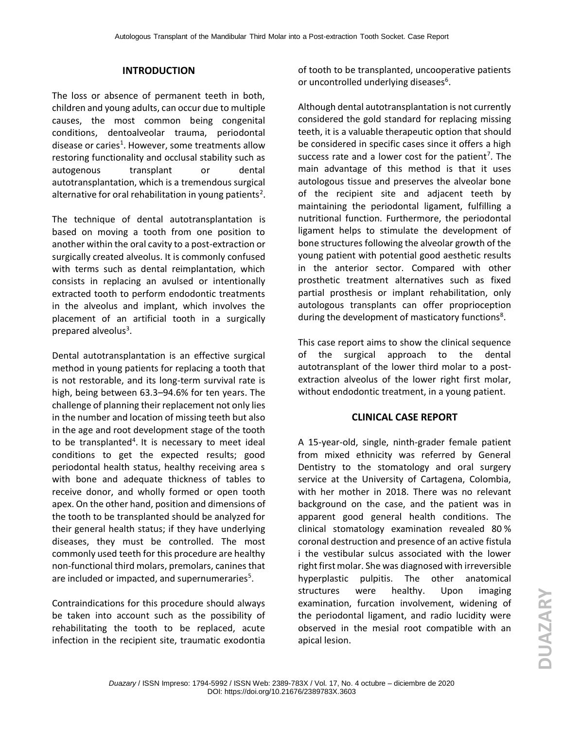## INTRODUCTION

The loss or absence of permanent teeth in both, children and young adults, can occur due to multiple causes, the most common being congenital conditions, dentoalveolar trauma, periodontal disease or caries[1]. However, some treatments allow restoring functionality and occlusal stability such as autogenous transplant or dental autotransplantation, which is a tremendous surgical alternative for oral rehabilitation in young patients[2].

The technique of dental autotransplantation is based on moving a tooth from one position to another within the oral cavity to a post-extraction or surgically created alveolus. It is commonly confused with terms such as dental reimplantation, which consists in replacing an avulsed or intentionally extracted tooth to perform endodontic treatments in the alveolus and implant, which involves the placement of an artificial tooth in a surgically prepared alveolus[3].

Dental autotransplantation is an effective surgical method in young patients for replacing a tooth that is not restorable, and its long-term survival rate is high, being between 63.3–94.6% for ten years. The challenge of planning their replacement not only lies in the number and location of missing teeth but also in the age and root development stage of the tooth to be transplanted[4]. It is necessary to meet ideal conditions to get the expected results; good periodontal health status, healthy receiving area s with bone and adequate thickness of tables to receive donor, and wholly formed or open tooth apex. On the other hand, position and dimensions of the tooth to be transplanted should be analyzed for their general health status; if they have underlying diseases, they must be controlled. The most commonly used teeth for this procedure are healthy non-functional third molars, premolars, canines that are included or impacted, and supernumeraries[5].

Contraindications for this procedure should always be taken into account such as the possibility of rehabilitating the tooth to be replaced, acute infection in the recipient site, traumatic exodontia of tooth to be transplanted, uncooperative patients or uncontrolled underlying diseases[6].

Although dental autotransplantation is not currently considered the gold standard for replacing missing teeth, it is a valuable therapeutic option that should be considered in specific cases since it offers a high success rate and a lower cost for the patient[7]. The main advantage of this method is that it uses autologous tissue and preserves the alveolar bone of the recipient site and adjacent teeth by maintaining the periodontal ligament, fulfilling a nutritional function. Furthermore, the periodontal ligament helps to stimulate the development of bone structures following the alveolar growth of the young patient with potential good aesthetic results in the anterior sector. Compared with other prosthetic treatment alternatives such as fixed partial prosthesis or implant rehabilitation, only autologous transplants can offer proprioception during the development of masticatory functions[8].

This case report aims to show the clinical sequence of the surgical approach to the dental autotransplant of the lower third molar to a post-extraction alveolus of the lower right first molar, without endodontic treatment, in a young patient.

## CLINICAL CASE REPORT

A 15-year-old, single, ninth-grader female patient from mixed ethnicity was referred by General Dentistry to the stomatology and oral surgery service at the University of Cartagena, Colombia, with her mother in 2018. There was no relevant background on the case, and the patient was in apparent good general health conditions. The clinical stomatology examination revealed 80 % coronal destruction and presence of an active fistula i the vestibular sulcus associated with the lower right first molar. She was diagnosed with irreversible hyperplastic pulpitis. The other anatomical structures were healthy. Upon imaging examination, furcation involvement, widening of the periodontal ligament, and radio lucidity were observed in the mesial root compatible with an apical lesion.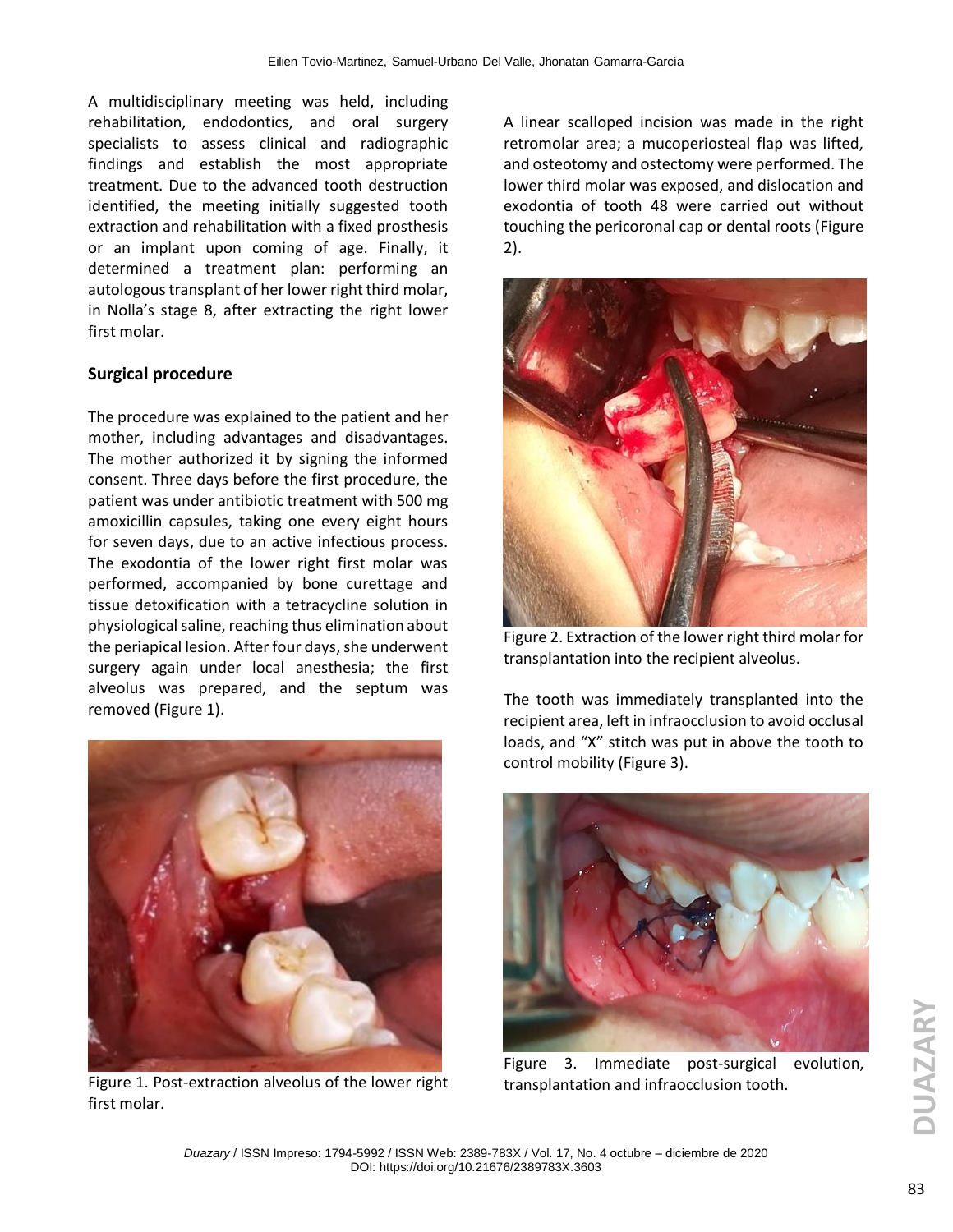A multidisciplinary meeting was held, including rehabilitation, endodontics, and oral surgery specialists to assess clinical and radiographic findings and establish the most appropriate treatment. Due to the advanced tooth destruction identified, the meeting initially suggested tooth extraction and rehabilitation with a fixed prosthesis or an implant upon coming of age. Finally, it determined a treatment plan: performing an autologous transplant of her lower right third molar, in Nolla's stage 8, after extracting the right lower first molar.

## Surgical procedure

The procedure was explained to the patient and her mother, including advantages and disadvantages. The mother authorized it by signing the informed consent. Three days before the first procedure, the patient was under antibiotic treatment with 500 mg amoxicillin capsules, taking one every eight hours for seven days, due to an active infectious process. The exodontia of the lower right first molar was performed, accompanied by bone curettage and tissue detoxification with a tetracycline solution in physiological saline, reaching thus elimination about the periapical lesion. After four days, she underwent surgery again under local anesthesia; the first alveolus was prepared, and the septum was removed (Figure 1).

Figure 1. Post-extraction alveolus of the lower right first molar.

A linear scalloped incision was made in the right retromolar area; a mucoperiosteal flap was lifted, and osteotomy and ostectomy were performed. The lower third molar was exposed, and dislocation and exodontia of tooth 48 were carried out without touching the pericoronal cap or dental roots (Figure 2).

Figure 2. Extraction of the lower right third molar for transplantation into the recipient alveolus.

The tooth was immediately transplanted into the recipient area, left in infraocclusion to avoid occlusal loads, and "X" stitch was put in above the tooth to control mobility (Figure 3).

Figure 3. Immediate post-surgical evolution, transplantation and infraocclusion tooth.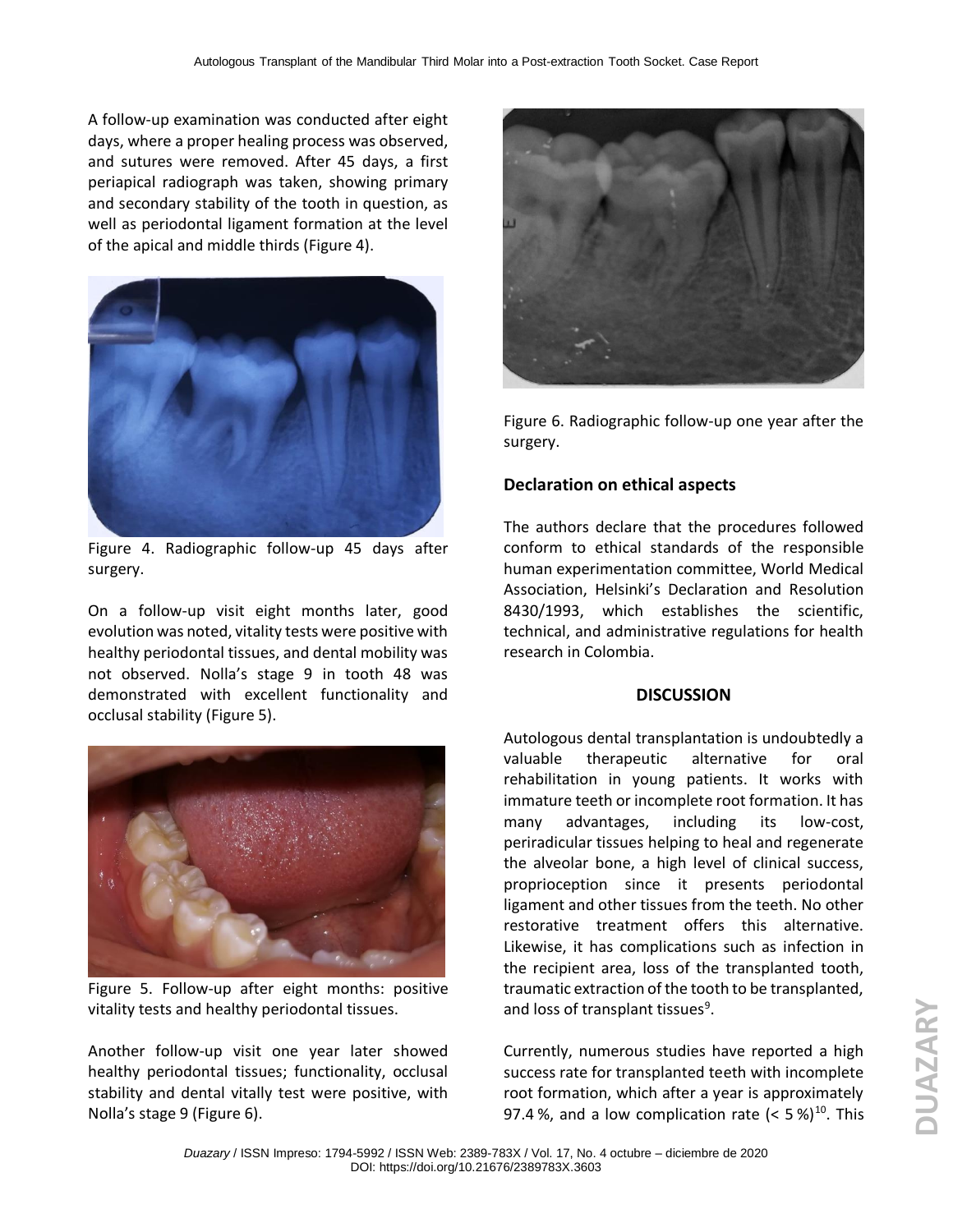A follow-up examination was conducted after eight days, where a proper healing process was observed, and sutures were removed. After 45 days, a first periapical radiograph was taken, showing primary and secondary stability of the tooth in question, as well as periodontal ligament formation at the level of the apical and middle thirds (Figure 4).

Figure 4. Radiographic follow-up 45 days after surgery.

On a follow-up visit eight months later, good evolution was noted, vitality tests were positive with healthy periodontal tissues, and dental mobility was not observed. Nolla's stage 9 in tooth 48 was demonstrated with excellent functionality and occlusal stability (Figure 5).

Figure 5. Follow-up after eight months: positive vitality tests and healthy periodontal tissues.

Another follow-up visit one year later showed healthy periodontal tissues; functionality, occlusal stability and dental vitally test were positive, with Nolla's stage 9 (Figure 6).

Figure 6. Radiographic follow-up one year after the surgery.

### Declaration on ethical aspects

The authors declare that the procedures followed conform to ethical standards of the responsible human experimentation committee, World Medical Association, Helsinki's Declaration and Resolution 8430/1993, which establishes the scientific, technical, and administrative regulations for health research in Colombia.

## DISCUSSION

Autologous dental transplantation is undoubtedly a valuable therapeutic alternative for oral rehabilitation in young patients. It works with immature teeth or incomplete root formation. It has many advantages, including its low-cost, periradicular tissues helping to heal and regenerate the alveolar bone, a high level of clinical success, proprioception since it presents periodontal ligament and other tissues from the teeth. No other restorative treatment offers this alternative. Likewise, it has complications such as infection in the recipient area, loss of the transplanted tooth, traumatic extraction of the tooth to be transplanted, and loss of transplant tissues[9].

Currently, numerous studies have reported a high success rate for transplanted teeth with incomplete root formation, which after a year is approximately 97.4 %, and a low complication rate (< 5 %)[10]. This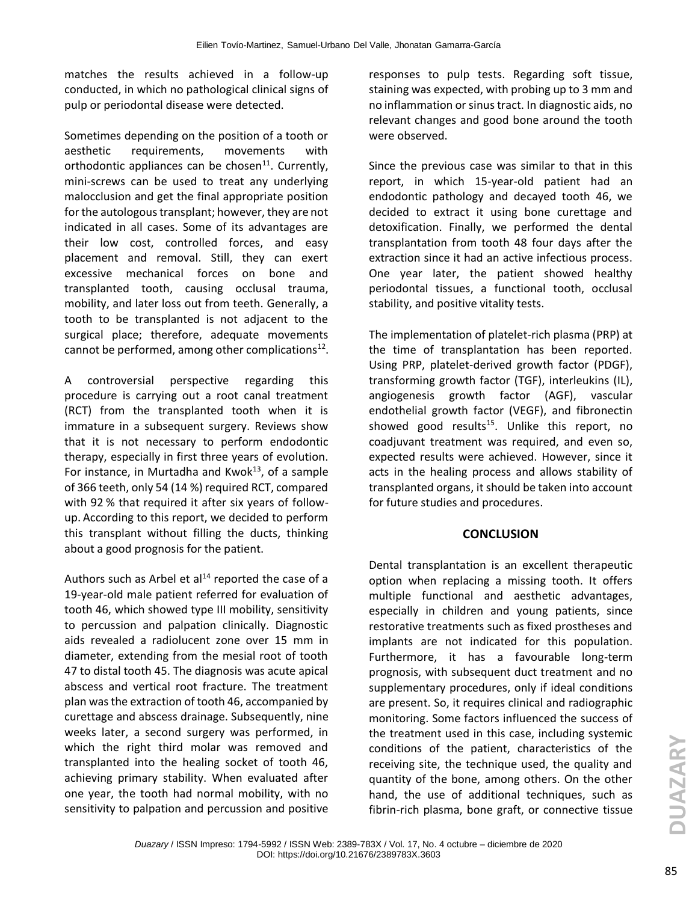matches the results achieved in a follow-up conducted, in which no pathological clinical signs of pulp or periodontal disease were detected.

Sometimes depending on the position of a tooth or aesthetic requirements, movements with orthodontic appliances can be chosen[11]. Currently, mini-screws can be used to treat any underlying malocclusion and get the final appropriate position for the autologous transplant; however, they are not indicated in all cases. Some of its advantages are their low cost, controlled forces, and easy placement and removal. Still, they can exert excessive mechanical forces on bone and transplanted tooth, causing occlusal trauma, mobility, and later loss out from teeth. Generally, a tooth to be transplanted is not adjacent to the surgical place; therefore, adequate movements cannot be performed, among other complications[12].

A controversial perspective regarding this procedure is carrying out a root canal treatment (RCT) from the transplanted tooth when it is immature in a subsequent surgery. Reviews show that it is not necessary to perform endodontic therapy, especially in first three years of evolution. For instance, in Murtadha and Kwok[13], of a sample of 366 teeth, only 54 (14 %) required RCT, compared with 92 % that required it after six years of follow-up. According to this report, we decided to perform this transplant without filling the ducts, thinking about a good prognosis for the patient.

Authors such as Arbel et al[14] reported the case of a 19-year-old male patient referred for evaluation of tooth 46, which showed type III mobility, sensitivity to percussion and palpation clinically. Diagnostic aids revealed a radiolucent zone over 15 mm in diameter, extending from the mesial root of tooth 47 to distal tooth 45. The diagnosis was acute apical abscess and vertical root fracture. The treatment plan was the extraction of tooth 46, accompanied by curettage and abscess drainage. Subsequently, nine weeks later, a second surgery was performed, in which the right third molar was removed and transplanted into the healing socket of tooth 46, achieving primary stability. When evaluated after one year, the tooth had normal mobility, with no sensitivity to palpation and percussion and positive responses to pulp tests. Regarding soft tissue, staining was expected, with probing up to 3 mm and no inflammation or sinus tract. In diagnostic aids, no relevant changes and good bone around the tooth were observed.

Since the previous case was similar to that in this report, in which 15-year-old patient had an endodontic pathology and decayed tooth 46, we decided to extract it using bone curettage and detoxification. Finally, we performed the dental transplantation from tooth 48 four days after the extraction since it had an active infectious process. One year later, the patient showed healthy periodontal tissues, a functional tooth, occlusal stability, and positive vitality tests.

The implementation of platelet-rich plasma (PRP) at the time of transplantation has been reported. Using PRP, platelet-derived growth factor (PDGF), transforming growth factor (TGF), interleukins (IL), angiogenesis growth factor (AGF), vascular endothelial growth factor (VEGF), and fibronectin showed good results[15]. Unlike this report, no coadjuvant treatment was required, and even so, expected results were achieved. However, since it acts in the healing process and allows stability of transplanted organs, it should be taken into account for future studies and procedures.

## CONCLUSION

Dental transplantation is an excellent therapeutic option when replacing a missing tooth. It offers multiple functional and aesthetic advantages, especially in children and young patients, since restorative treatments such as fixed prostheses and implants are not indicated for this population. Furthermore, it has a favourable long-term prognosis, with subsequent duct treatment and no supplementary procedures, only if ideal conditions are present. So, it requires clinical and radiographic monitoring. Some factors influenced the success of the treatment used in this case, including systemic conditions of the patient, characteristics of the receiving site, the technique used, the quality and quantity of the bone, among others. On the other hand, the use of additional techniques, such as fibrin-rich plasma, bone graft, or connective tissue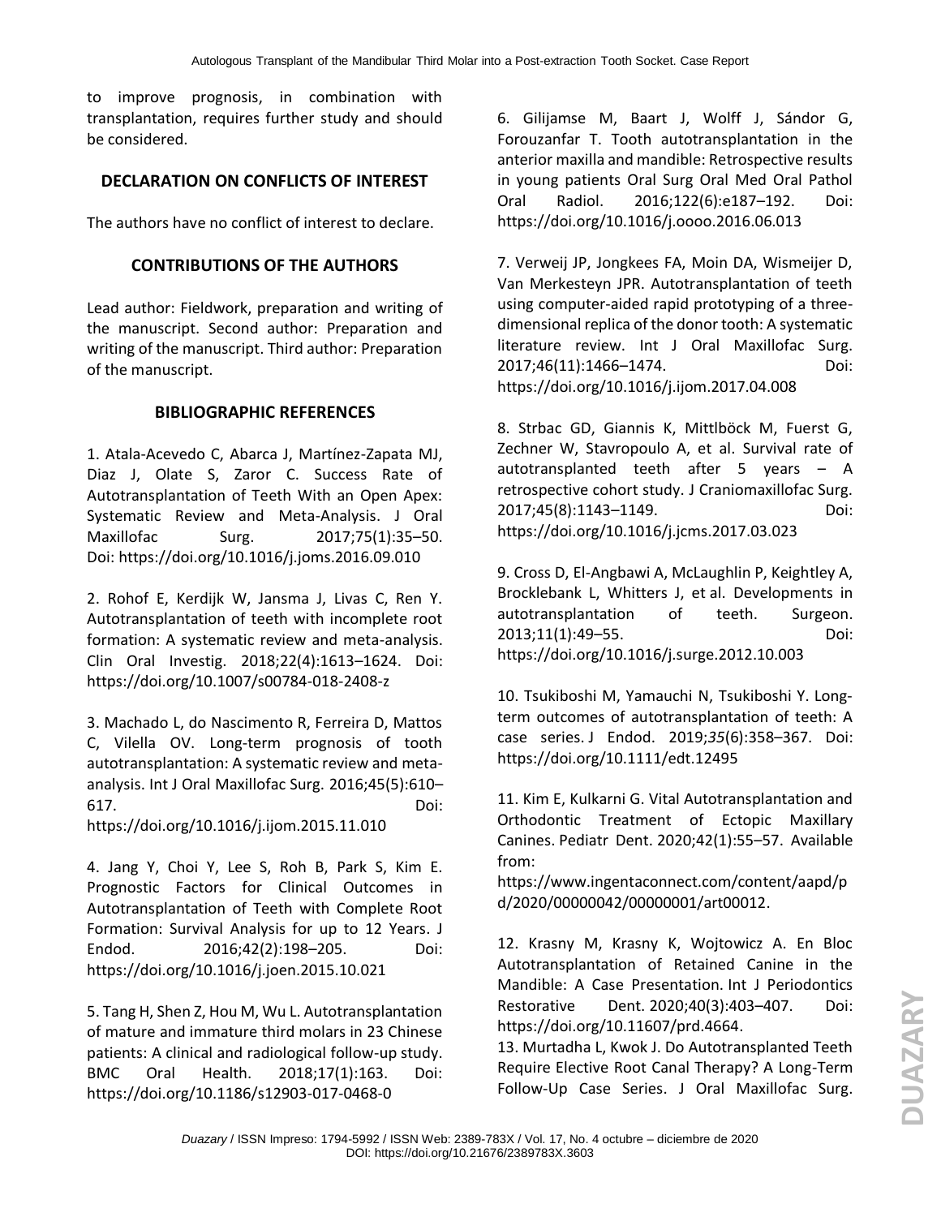to improve prognosis, in combination with transplantation, requires further study and should be considered.

## DECLARATION ON CONFLICTS OF INTEREST

The authors have no conflict of interest to declare.

## CONTRIBUTIONS OF THE AUTHORS

Lead author: Fieldwork, preparation and writing of the manuscript. Second author: Preparation and writing of the manuscript. Third author: Preparation of the manuscript.

## BIBLIOGRAPHIC REFERENCES

1. Atala-Acevedo C, Abarca J, Martínez-Zapata MJ, Diaz J, Olate S, Zaror C. Success Rate of Autotransplantation of Teeth With an Open Apex: Systematic Review and Meta-Analysis. J Oral Maxillofac Surg. 2017;75(1):35–50. Doi: https://doi.org/10.1016/j.joms.2016.09.010

2. Rohof E, Kerdijk W, Jansma J, Livas C, Ren Y. Autotransplantation of teeth with incomplete root formation: A systematic review and meta-analysis. Clin Oral Investig. 2018;22(4):1613–1624. Doi: https://doi.org/10.1007/s00784-018-2408-z

3. Machado L, do Nascimento R, Ferreira D, Mattos C, Vilella OV. Long-term prognosis of tooth autotransplantation: A systematic review and meta-analysis. Int J Oral Maxillofac Surg. 2016;45(5):610–617. Doi: https://doi.org/10.1016/j.ijom.2015.11.010

4. Jang Y, Choi Y, Lee S, Roh B, Park S, Kim E. Prognostic Factors for Clinical Outcomes in Autotransplantation of Teeth with Complete Root Formation: Survival Analysis for up to 12 Years. J Endod. 2016;42(2):198–205. Doi: https://doi.org/10.1016/j.joen.2015.10.021

5. Tang H, Shen Z, Hou M, Wu L. Autotransplantation of mature and immature third molars in 23 Chinese patients: A clinical and radiological follow-up study. BMC Oral Health. 2018;17(1):163. Doi: https://doi.org/10.1186/s12903-017-0468-0

6. Gilijamse M, Baart J, Wolff J, Sándor G, Forouzanfar T. Tooth autotransplantation in the anterior maxilla and mandible: Retrospective results in young patients Oral Surg Oral Med Oral Pathol Oral Radiol. 2016;122(6):e187–192. Doi: https://doi.org/10.1016/j.oooo.2016.06.013

7. Verweij JP, Jongkees FA, Moin DA, Wismeijer D, Van Merkesteyn JPR. Autotransplantation of teeth using computer-aided rapid prototyping of a three-dimensional replica of the donor tooth: A systematic literature review. Int J Oral Maxillofac Surg. 2017;46(11):1466–1474. Doi: https://doi.org/10.1016/j.ijom.2017.04.008

8. Strbac GD, Giannis K, Mittlböck M, Fuerst G, Zechner W, Stavropoulo A, et al. Survival rate of autotransplanted teeth after 5 years – A retrospective cohort study. J Craniomaxillofac Surg. 2017;45(8):1143–1149. Doi: https://doi.org/10.1016/j.jcms.2017.03.023

9. Cross D, El-Angbawi A, McLaughlin P, Keightley A, Brocklebank L, Whitters J, et al. Developments in autotransplantation of teeth. Surgeon. 2013;11(1):49–55. Doi: https://doi.org/10.1016/j.surge.2012.10.003

10. Tsukiboshi M, Yamauchi N, Tsukiboshi Y. Long-term outcomes of autotransplantation of teeth: A case series. J Endod. 2019;*35*(6):358–367. Doi: https://doi.org/10.1111/edt.12495

11. Kim E, Kulkarni G. Vital Autotransplantation and Orthodontic Treatment of Ectopic Maxillary Canines. Pediatr Dent. 2020;42(1):55–57. Available from: https://www.ingentaconnect.com/content/aapd/pd/2020/00000042/00000001/art00012.

12. Krasny M, Krasny K, Wojtowicz A. En Bloc Autotransplantation of Retained Canine in the Mandible: A Case Presentation. Int J Periodontics Restorative Dent. 2020;40(3):403–407. Doi: https://doi.org/10.11607/prd.4664.

13. Murtadha L, Kwok J. Do Autotransplanted Teeth Require Elective Root Canal Therapy? A Long-Term Follow-Up Case Series. J Oral Maxillofac Surg.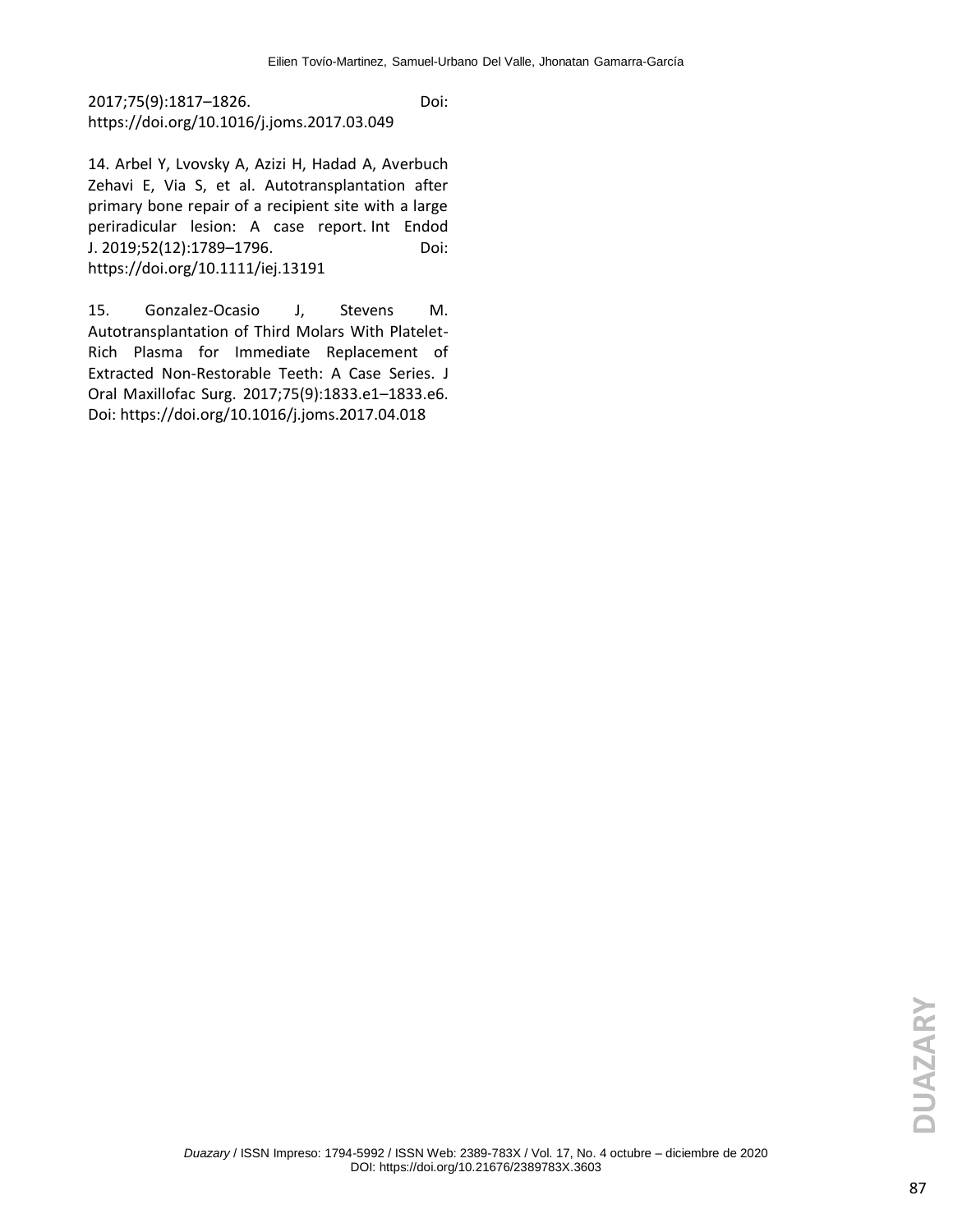2017;75(9):1817–1826. Doi: https://doi.org/10.1016/j.joms.2017.03.049

14. Arbel Y, Lvovsky A, Azizi H, Hadad A, Averbuch Zehavi E, Via S, et al. Autotransplantation after primary bone repair of a recipient site with a large periradicular lesion: A case report. Int Endod J. 2019;52(12):1789–1796. Doi: https://doi.org/10.1111/iej.13191

15. Gonzalez-Ocasio J, Stevens M. Autotransplantation of Third Molars With Platelet-Rich Plasma for Immediate Replacement of Extracted Non-Restorable Teeth: A Case Series. J Oral Maxillofac Surg. 2017;75(9):1833.e1–1833.e6. Doi: https://doi.org/10.1016/j.joms.2017.04.018